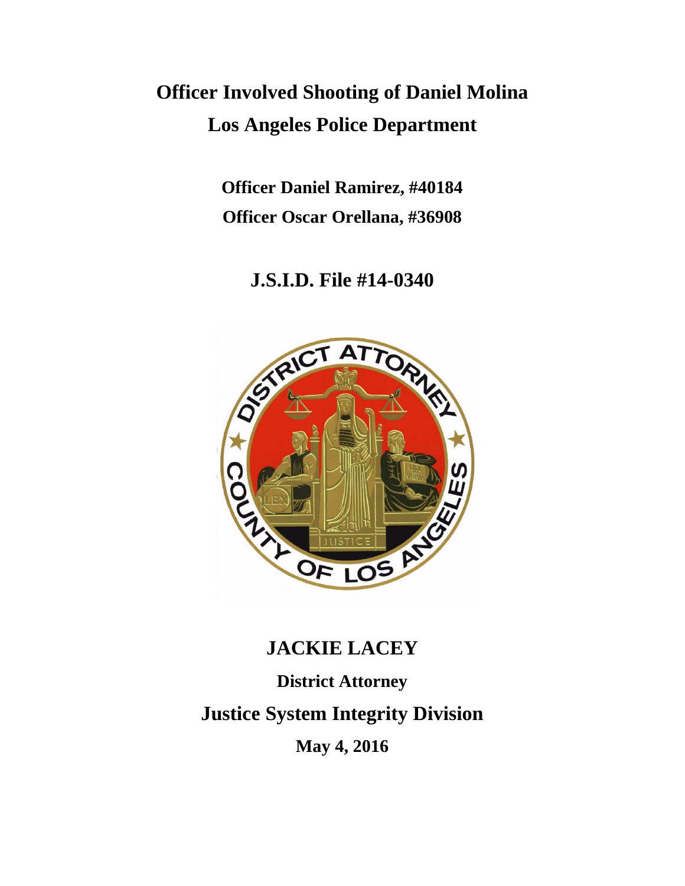# Officer Involved Shooting of Daniel Molina

# Los Angeles Police Department

**Officer Daniel Ramirez, #40184**

**Officer Oscar Orellana, #36908**

## J.S.I.D. File #14-0340

## JACKIE LACEY

**District Attorney**

## Justice System Integrity Division

**May 4, 2016**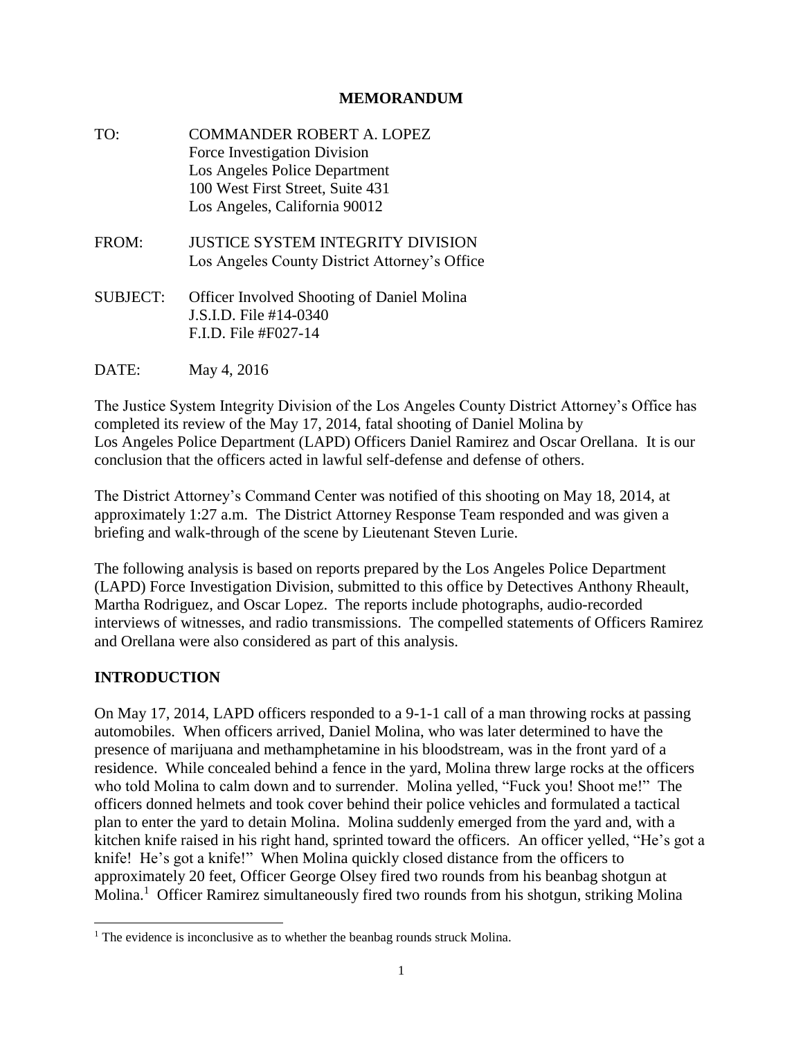**MEMORANDUM**

TO: COMMANDER ROBERT A. LOPEZ
Force Investigation Division
Los Angeles Police Department
100 West First Street, Suite 431
Los Angeles, California 90012

FROM: JUSTICE SYSTEM INTEGRITY DIVISION
Los Angeles County District Attorney's Office

SUBJECT: Officer Involved Shooting of Daniel Molina
J.S.I.D. File #14-0340
F.I.D. File #F027-14

DATE: May 4, 2016

The Justice System Integrity Division of the Los Angeles County District Attorney's Office has completed its review of the May 17, 2014, fatal shooting of Daniel Molina by Los Angeles Police Department (LAPD) Officers Daniel Ramirez and Oscar Orellana. It is our conclusion that the officers acted in lawful self-defense and defense of others.

The District Attorney's Command Center was notified of this shooting on May 18, 2014, at approximately 1:27 a.m. The District Attorney Response Team responded and was given a briefing and walk-through of the scene by Lieutenant Steven Lurie.

The following analysis is based on reports prepared by the Los Angeles Police Department (LAPD) Force Investigation Division, submitted to this office by Detectives Anthony Rheault, Martha Rodriguez, and Oscar Lopez. The reports include photographs, audio-recorded interviews of witnesses, and radio transmissions. The compelled statements of Officers Ramirez and Orellana were also considered as part of this analysis.

## INTRODUCTION

On May 17, 2014, LAPD officers responded to a 9-1-1 call of a man throwing rocks at passing automobiles. When officers arrived, Daniel Molina, who was later determined to have the presence of marijuana and methamphetamine in his bloodstream, was in the front yard of a residence. While concealed behind a fence in the yard, Molina threw large rocks at the officers who told Molina to calm down and to surrender. Molina yelled, "Fuck you! Shoot me!" The officers donned helmets and took cover behind their police vehicles and formulated a tactical plan to enter the yard to detain Molina. Molina suddenly emerged from the yard and, with a kitchen knife raised in his right hand, sprinted toward the officers. An officer yelled, "He's got a knife! He's got a knife!" When Molina quickly closed distance from the officers to approximately 20 feet, Officer George Olsey fired two rounds from his beanbag shotgun at Molina.[1] Officer Ramirez simultaneously fired two rounds from his shotgun, striking Molina

[1] The evidence is inconclusive as to whether the beanbag rounds struck Molina.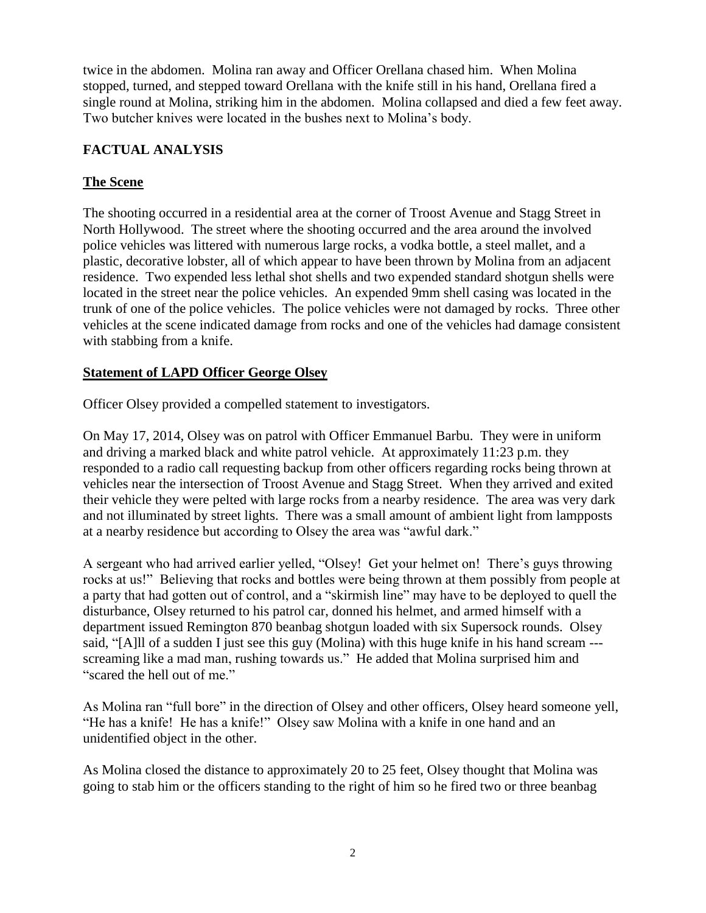twice in the abdomen. Molina ran away and Officer Orellana chased him. When Molina stopped, turned, and stepped toward Orellana with the knife still in his hand, Orellana fired a single round at Molina, striking him in the abdomen. Molina collapsed and died a few feet away. Two butcher knives were located in the bushes next to Molina's body.

## FACTUAL ANALYSIS

### The Scene

The shooting occurred in a residential area at the corner of Troost Avenue and Stagg Street in North Hollywood. The street where the shooting occurred and the area around the involved police vehicles was littered with numerous large rocks, a vodka bottle, a steel mallet, and a plastic, decorative lobster, all of which appear to have been thrown by Molina from an adjacent residence. Two expended less lethal shot shells and two expended standard shotgun shells were located in the street near the police vehicles. An expended 9mm shell casing was located in the trunk of one of the police vehicles. The police vehicles were not damaged by rocks. Three other vehicles at the scene indicated damage from rocks and one of the vehicles had damage consistent with stabbing from a knife.

### Statement of LAPD Officer George Olsey

Officer Olsey provided a compelled statement to investigators.

On May 17, 2014, Olsey was on patrol with Officer Emmanuel Barbu. They were in uniform and driving a marked black and white patrol vehicle. At approximately 11:23 p.m. they responded to a radio call requesting backup from other officers regarding rocks being thrown at vehicles near the intersection of Troost Avenue and Stagg Street. When they arrived and exited their vehicle they were pelted with large rocks from a nearby residence. The area was very dark and not illuminated by street lights. There was a small amount of ambient light from lampposts at a nearby residence but according to Olsey the area was "awful dark."

A sergeant who had arrived earlier yelled, "Olsey! Get your helmet on! There's guys throwing rocks at us!" Believing that rocks and bottles were being thrown at them possibly from people at a party that had gotten out of control, and a "skirmish line" may have to be deployed to quell the disturbance, Olsey returned to his patrol car, donned his helmet, and armed himself with a department issued Remington 870 beanbag shotgun loaded with six Supersock rounds. Olsey said, "[A]ll of a sudden I just see this guy (Molina) with this huge knife in his hand scream --- screaming like a mad man, rushing towards us." He added that Molina surprised him and "scared the hell out of me."

As Molina ran "full bore" in the direction of Olsey and other officers, Olsey heard someone yell, "He has a knife! He has a knife!" Olsey saw Molina with a knife in one hand and an unidentified object in the other.

As Molina closed the distance to approximately 20 to 25 feet, Olsey thought that Molina was going to stab him or the officers standing to the right of him so he fired two or three beanbag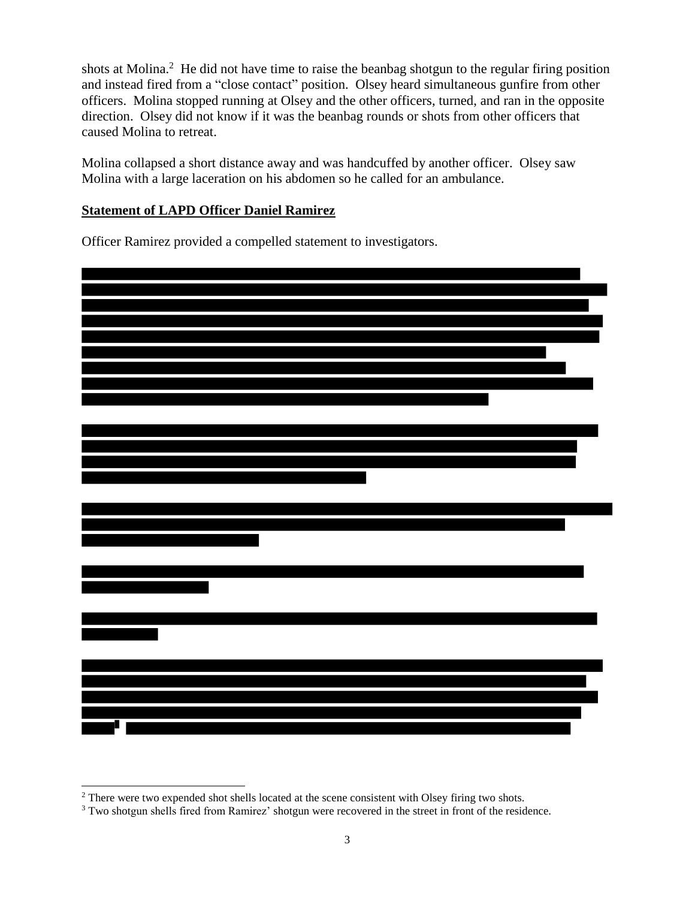shots at Molina.[2] He did not have time to raise the beanbag shotgun to the regular firing position and instead fired from a "close contact" position. Olsey heard simultaneous gunfire from other officers. Molina stopped running at Olsey and the other officers, turned, and ran in the opposite direction. Olsey did not know if it was the beanbag rounds or shots from other officers that caused Molina to retreat.

Molina collapsed a short distance away and was handcuffed by another officer. Olsey saw Molina with a large laceration on his abdomen so he called for an ambulance.

**Statement of LAPD Officer Daniel Ramirez**

Officer Ramirez provided a compelled statement to investigators.

[3]

[2] There were two expended shot shells located at the scene consistent with Olsey firing two shots.

[3] Two shotgun shells fired from Ramirez' shotgun were recovered in the street in front of the residence.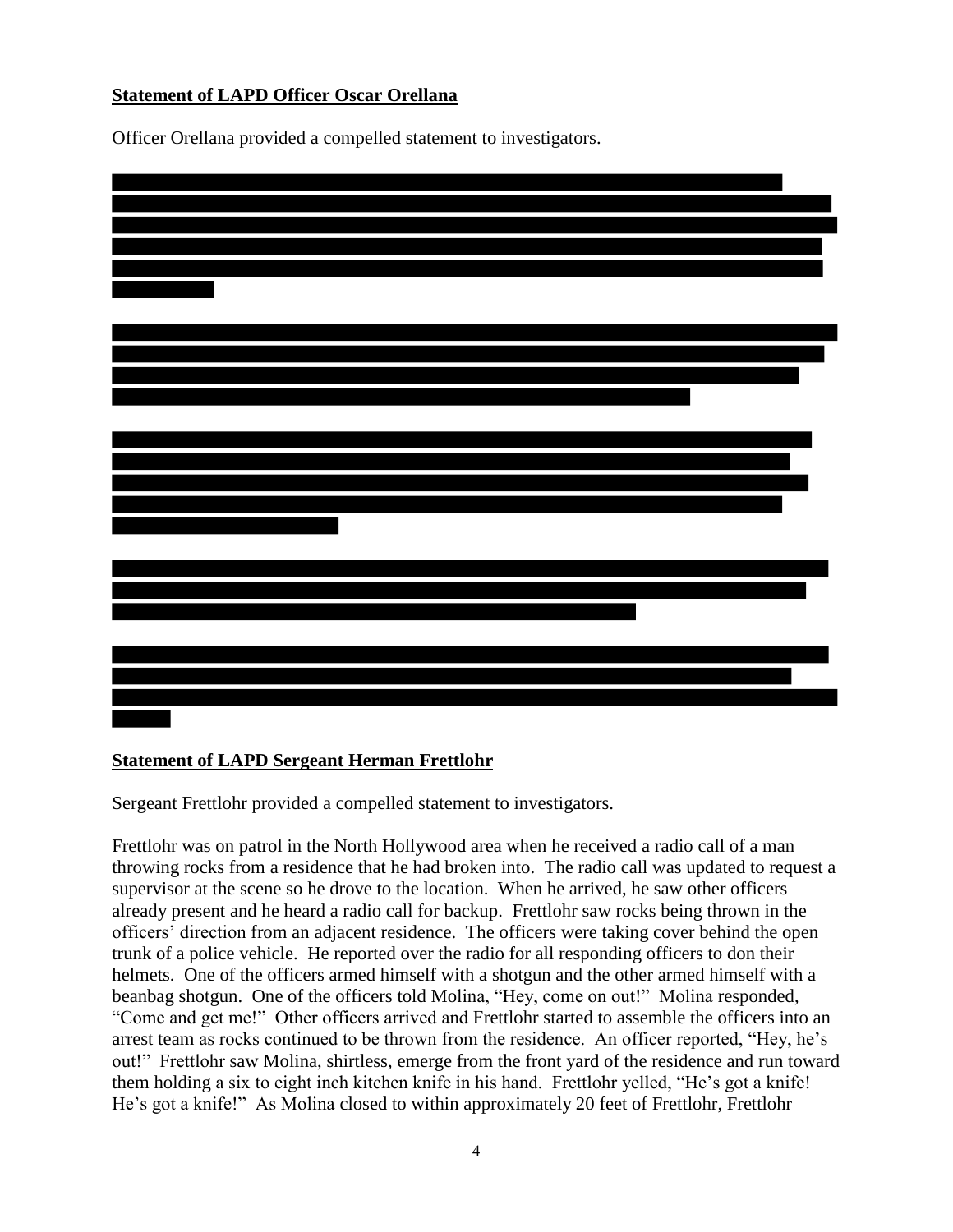**Statement of LAPD Officer Oscar Orellana**

Officer Orellana provided a compelled statement to investigators.

**Statement of LAPD Sergeant Herman Frettlohr**

Sergeant Frettlohr provided a compelled statement to investigators.

Frettlohr was on patrol in the North Hollywood area when he received a radio call of a man throwing rocks from a residence that he had broken into. The radio call was updated to request a supervisor at the scene so he drove to the location. When he arrived, he saw other officers already present and he heard a radio call for backup. Frettlohr saw rocks being thrown in the officers' direction from an adjacent residence. The officers were taking cover behind the open trunk of a police vehicle. He reported over the radio for all responding officers to don their helmets. One of the officers armed himself with a shotgun and the other armed himself with a beanbag shotgun. One of the officers told Molina, "Hey, come on out!" Molina responded, "Come and get me!" Other officers arrived and Frettlohr started to assemble the officers into an arrest team as rocks continued to be thrown from the residence. An officer reported, "Hey, he's out!" Frettlohr saw Molina, shirtless, emerge from the front yard of the residence and run toward them holding a six to eight inch kitchen knife in his hand. Frettlohr yelled, "He's got a knife! He's got a knife!" As Molina closed to within approximately 20 feet of Frettlohr, Frettlohr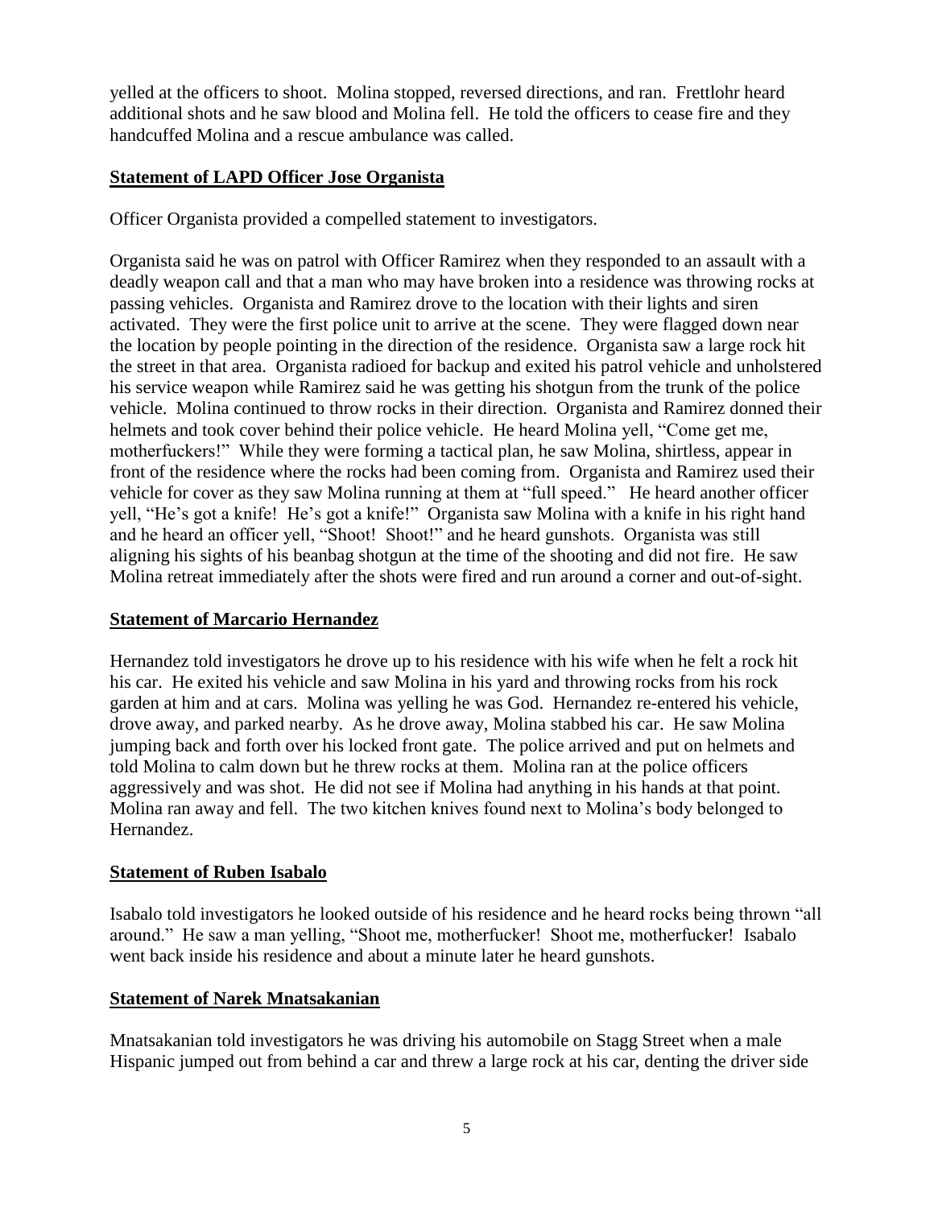yelled at the officers to shoot. Molina stopped, reversed directions, and ran. Frettlohr heard additional shots and he saw blood and Molina fell. He told the officers to cease fire and they handcuffed Molina and a rescue ambulance was called.

**Statement of LAPD Officer Jose Organista**

Officer Organista provided a compelled statement to investigators.

Organista said he was on patrol with Officer Ramirez when they responded to an assault with a deadly weapon call and that a man who may have broken into a residence was throwing rocks at passing vehicles. Organista and Ramirez drove to the location with their lights and siren activated. They were the first police unit to arrive at the scene. They were flagged down near the location by people pointing in the direction of the residence. Organista saw a large rock hit the street in that area. Organista radioed for backup and exited his patrol vehicle and unholstered his service weapon while Ramirez said he was getting his shotgun from the trunk of the police vehicle. Molina continued to throw rocks in their direction. Organista and Ramirez donned their helmets and took cover behind their police vehicle. He heard Molina yell, "Come get me, motherfuckers!" While they were forming a tactical plan, he saw Molina, shirtless, appear in front of the residence where the rocks had been coming from. Organista and Ramirez used their vehicle for cover as they saw Molina running at them at "full speed." He heard another officer yell, "He's got a knife! He's got a knife!" Organista saw Molina with a knife in his right hand and he heard an officer yell, "Shoot! Shoot!" and he heard gunshots. Organista was still aligning his sights of his beanbag shotgun at the time of the shooting and did not fire. He saw Molina retreat immediately after the shots were fired and run around a corner and out-of-sight.

**Statement of Marcario Hernandez**

Hernandez told investigators he drove up to his residence with his wife when he felt a rock hit his car. He exited his vehicle and saw Molina in his yard and throwing rocks from his rock garden at him and at cars. Molina was yelling he was God. Hernandez re-entered his vehicle, drove away, and parked nearby. As he drove away, Molina stabbed his car. He saw Molina jumping back and forth over his locked front gate. The police arrived and put on helmets and told Molina to calm down but he threw rocks at them. Molina ran at the police officers aggressively and was shot. He did not see if Molina had anything in his hands at that point. Molina ran away and fell. The two kitchen knives found next to Molina's body belonged to Hernandez.

**Statement of Ruben Isabalo**

Isabalo told investigators he looked outside of his residence and he heard rocks being thrown "all around." He saw a man yelling, "Shoot me, motherfucker! Shoot me, motherfucker! Isabalo went back inside his residence and about a minute later he heard gunshots.

**Statement of Narek Mnatsakanian**

Mnatsakanian told investigators he was driving his automobile on Stagg Street when a male Hispanic jumped out from behind a car and threw a large rock at his car, denting the driver side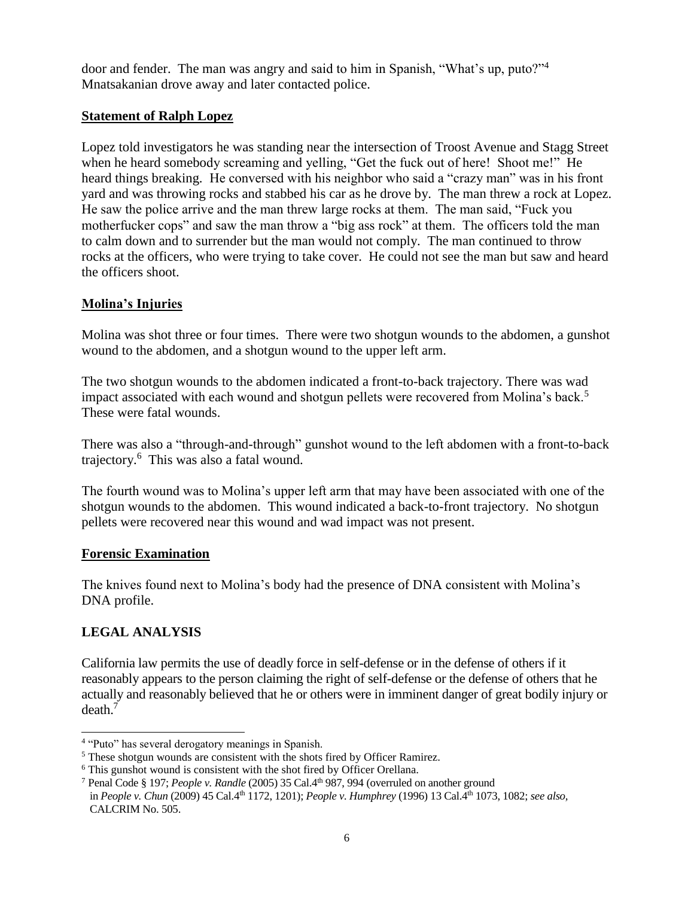door and fender. The man was angry and said to him in Spanish, "What's up, puto?"[4] Mnatsakanian drove away and later contacted police.

**Statement of Ralph Lopez**

Lopez told investigators he was standing near the intersection of Troost Avenue and Stagg Street when he heard somebody screaming and yelling, "Get the fuck out of here! Shoot me!" He heard things breaking. He conversed with his neighbor who said a "crazy man" was in his front yard and was throwing rocks and stabbed his car as he drove by. The man threw a rock at Lopez. He saw the police arrive and the man threw large rocks at them. The man said, "Fuck you motherfucker cops" and saw the man throw a "big ass rock" at them. The officers told the man to calm down and to surrender but the man would not comply. The man continued to throw rocks at the officers, who were trying to take cover. He could not see the man but saw and heard the officers shoot.

**Molina's Injuries**

Molina was shot three or four times. There were two shotgun wounds to the abdomen, a gunshot wound to the abdomen, and a shotgun wound to the upper left arm.

The two shotgun wounds to the abdomen indicated a front-to-back trajectory. There was wad impact associated with each wound and shotgun pellets were recovered from Molina's back.[5] These were fatal wounds.

There was also a "through-and-through" gunshot wound to the left abdomen with a front-to-back trajectory.[6] This was also a fatal wound.

The fourth wound was to Molina's upper left arm that may have been associated with one of the shotgun wounds to the abdomen. This wound indicated a back-to-front trajectory. No shotgun pellets were recovered near this wound and wad impact was not present.

**Forensic Examination**

The knives found next to Molina's body had the presence of DNA consistent with Molina's DNA profile.

## LEGAL ANALYSIS

California law permits the use of deadly force in self-defense or in the defense of others if it reasonably appears to the person claiming the right of self-defense or the defense of others that he actually and reasonably believed that he or others were in imminent danger of great bodily injury or death.[7]

---

[4] "Puto" has several derogatory meanings in Spanish.

[5] These shotgun wounds are consistent with the shots fired by Officer Ramirez.

[6] This gunshot wound is consistent with the shot fired by Officer Orellana.

[7] Penal Code § 197; *People v. Randle* (2005) 35 Cal.4th 987, 994 (overruled on another ground in *People v. Chun* (2009) 45 Cal.4th 1172, 1201); *People v. Humphrey* (1996) 13 Cal.4th 1073, 1082; *see also*, CALCRIM No. 505.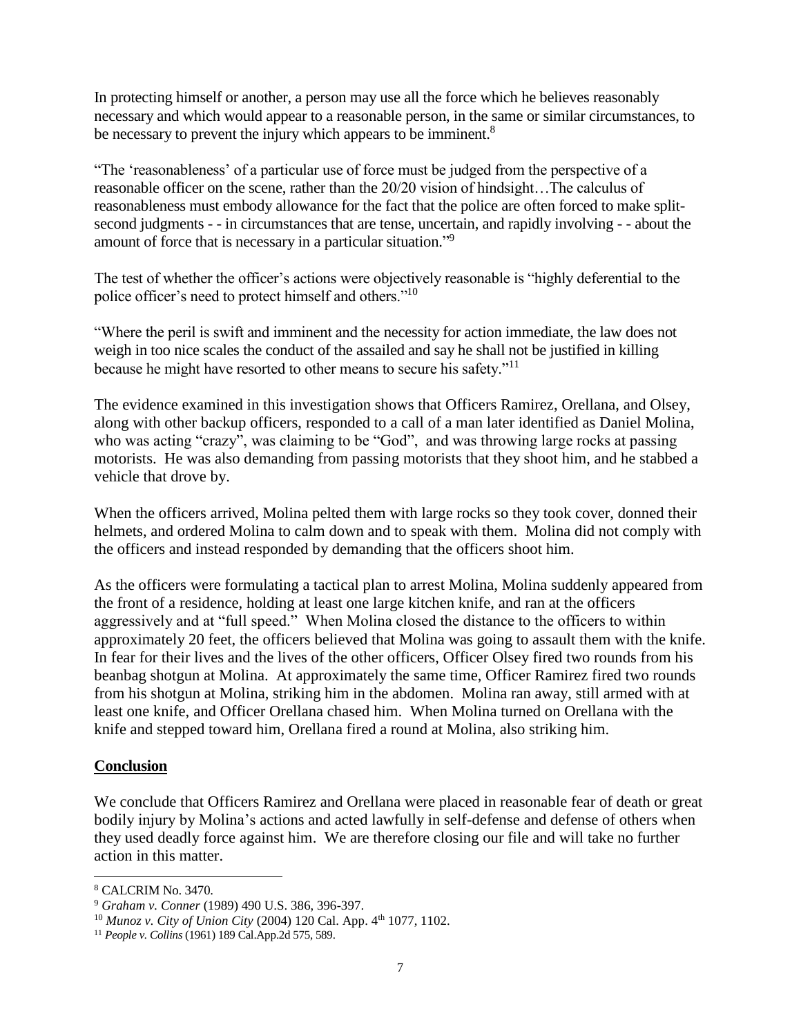In protecting himself or another, a person may use all the force which he believes reasonably necessary and which would appear to a reasonable person, in the same or similar circumstances, to be necessary to prevent the injury which appears to be imminent.[8]

"The 'reasonableness' of a particular use of force must be judged from the perspective of a reasonable officer on the scene, rather than the 20/20 vision of hindsight…The calculus of reasonableness must embody allowance for the fact that the police are often forced to make split-second judgments - - in circumstances that are tense, uncertain, and rapidly involving - - about the amount of force that is necessary in a particular situation."[9]

The test of whether the officer's actions were objectively reasonable is "highly deferential to the police officer's need to protect himself and others."[10]

"Where the peril is swift and imminent and the necessity for action immediate, the law does not weigh in too nice scales the conduct of the assailed and say he shall not be justified in killing because he might have resorted to other means to secure his safety."[11]

The evidence examined in this investigation shows that Officers Ramirez, Orellana, and Olsey, along with other backup officers, responded to a call of a man later identified as Daniel Molina, who was acting "crazy", was claiming to be "God", and was throwing large rocks at passing motorists. He was also demanding from passing motorists that they shoot him, and he stabbed a vehicle that drove by.

When the officers arrived, Molina pelted them with large rocks so they took cover, donned their helmets, and ordered Molina to calm down and to speak with them. Molina did not comply with the officers and instead responded by demanding that the officers shoot him.

As the officers were formulating a tactical plan to arrest Molina, Molina suddenly appeared from the front of a residence, holding at least one large kitchen knife, and ran at the officers aggressively and at "full speed." When Molina closed the distance to the officers to within approximately 20 feet, the officers believed that Molina was going to assault them with the knife. In fear for their lives and the lives of the other officers, Officer Olsey fired two rounds from his beanbag shotgun at Molina. At approximately the same time, Officer Ramirez fired two rounds from his shotgun at Molina, striking him in the abdomen. Molina ran away, still armed with at least one knife, and Officer Orellana chased him. When Molina turned on Orellana with the knife and stepped toward him, Orellana fired a round at Molina, also striking him.

## **Conclusion**

We conclude that Officers Ramirez and Orellana were placed in reasonable fear of death or great bodily injury by Molina's actions and acted lawfully in self-defense and defense of others when they used deadly force against him. We are therefore closing our file and will take no further action in this matter.

---

[8] CALCRIM No. 3470.

[9] *Graham v. Conner* (1989) 490 U.S. 386, 396-397.

[10] *Munoz v. City of Union City* (2004) 120 Cal. App. 4th 1077, 1102.

[11] *People v. Collins* (1961) 189 Cal.App.2d 575, 589.